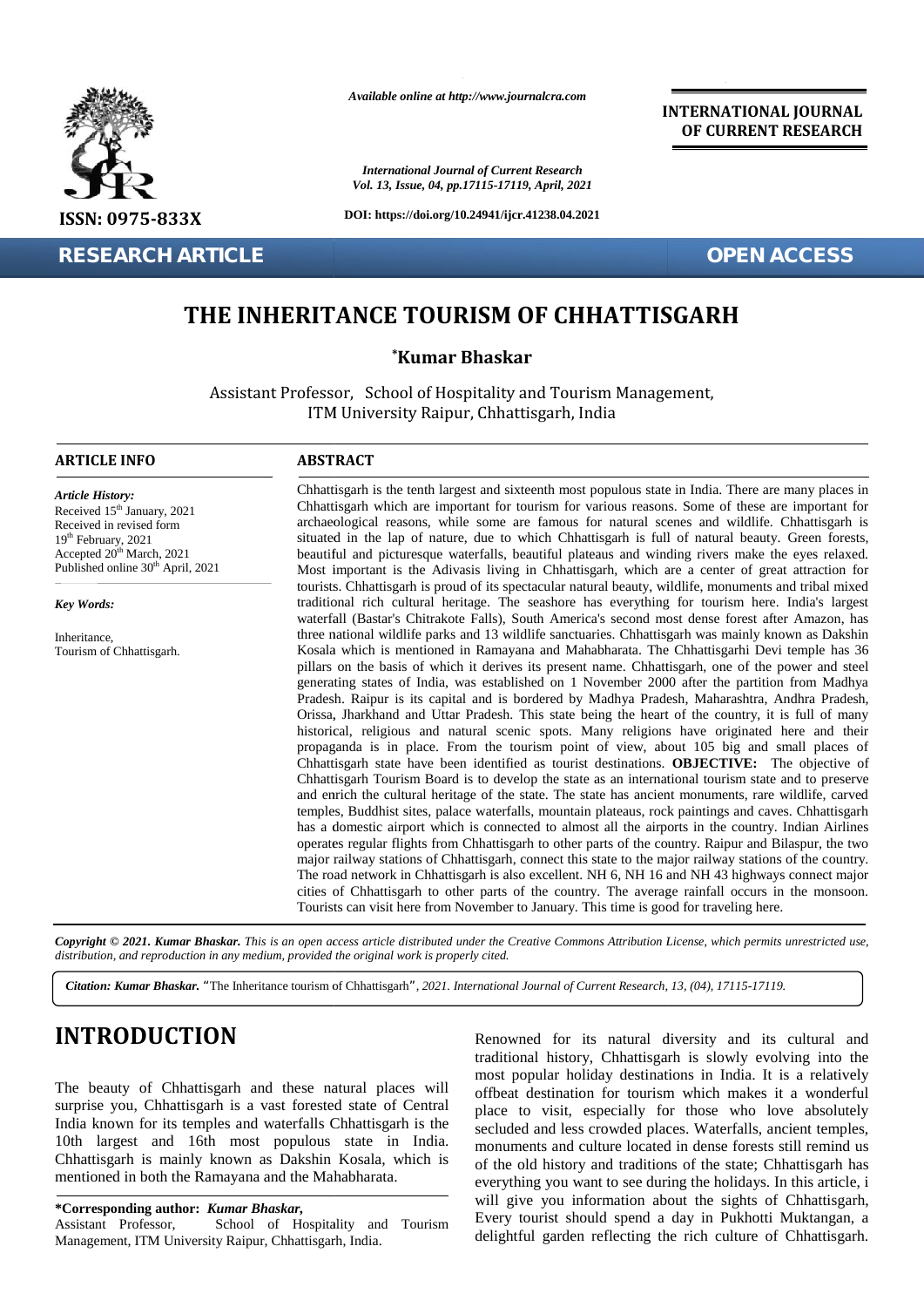Available online at http://www.journalcra.com

International Journal of Current Research
Vol. 13, Issue, 04, pp.17115-17119, April, 2021

DOI: https://doi.org/10.24941/ijcr.41238.04.2021

INTERNATIONAL JOURNAL OF CURRENT RESEARCH

ISSN: 0975-833X

RESEARCH ARTICLE

OPEN ACCESS

# THE INHERITANCE TOURISM OF CHHATTISGARH

**\*Kumar Bhaskar**

Assistant Professor, School of Hospitality and Tourism Management, ITM University Raipur, Chhattisgarh, India

## ARTICLE INFO

***Article History:***

Received 15th January, 2021
Received in revised form
19th February, 2021
Accepted 20th March, 2021
Published online 30th April, 2021

***Key Words:***

Inheritance,
Tourism of Chhattisgarh.

## ABSTRACT

Chhattisgarh is the tenth largest and sixteenth most populous state in India. There are many places in Chhattisgarh which are important for tourism for various reasons. Some of these are important for archaeological reasons, while some are famous for natural scenes and wildlife. Chhattisgarh is situated in the lap of nature, due to which Chhattisgarh is full of natural beauty. Green forests, beautiful and picturesque waterfalls, beautiful plateaus and winding rivers make the eyes relaxed. Most important is the Adivasis living in Chhattisgarh, which are a center of great attraction for tourists. Chhattisgarh is proud of its spectacular natural beauty, wildlife, monuments and tribal mixed traditional rich cultural heritage. The seashore has everything for tourism here. India's largest waterfall (Bastar's Chitrakote Falls), South America's second most dense forest after Amazon, has three national wildlife parks and 13 wildlife sanctuaries. Chhattisgarh was mainly known as Dakshin Kosala which is mentioned in Ramayana and Mahabharata. The Chhattisgarhi Devi temple has 36 pillars on the basis of which it derives its present name. Chhattisgarh, one of the power and steel generating states of India, was established on 1 November 2000 after the partition from Madhya Pradesh. Raipur is its capital and is bordered by Madhya Pradesh, Maharashtra, Andhra Pradesh, Orissa, Jharkhand and Uttar Pradesh. This state being the heart of the country, it is full of many historical, religious and natural scenic spots. Many religions have originated here and their propaganda is in place. From the tourism point of view, about 105 big and small places of Chhattisgarh state have been identified as tourist destinations. **OBJECTIVE:** The objective of Chhattisgarh Tourism Board is to develop the state as an international tourism state and to preserve and enrich the cultural heritage of the state. The state has ancient monuments, rare wildlife, carved temples, Buddhist sites, palace waterfalls, mountain plateaus, rock paintings and caves. Chhattisgarh has a domestic airport which is connected to almost all the airports in the country. Indian Airlines operates regular flights from Chhattisgarh to other parts of the country. Raipur and Bilaspur, the two major railway stations of Chhattisgarh, connect this state to the major railway stations of the country. The road network in Chhattisgarh is also excellent. NH 6, NH 16 and NH 43 highways connect major cities of Chhattisgarh to other parts of the country. The average rainfall occurs in the monsoon. Tourists can visit here from November to January. This time is good for traveling here.

***Copyright © 2021. Kumar Bhaskar.** This is an open access article distributed under the Creative Commons Attribution License, which permits unrestricted use, distribution, and reproduction in any medium, provided the original work is properly cited.*

***Citation: Kumar Bhaskar.*** "The Inheritance tourism of Chhattisgarh", *2021. International Journal of Current Research, 13, (04), 17115-17119.*

# INTRODUCTION

The beauty of Chhattisgarh and these natural places will surprise you, Chhattisgarh is a vast forested state of Central India known for its temples and waterfalls Chhattisgarh is the 10th largest and 16th most populous state in India. Chhattisgarh is mainly known as Dakshin Kosala, which is mentioned in both the Ramayana and the Mahabharata.

Renowned for its natural diversity and its cultural and traditional history, Chhattisgarh is slowly evolving into the most popular holiday destinations in India. It is a relatively offbeat destination for tourism which makes it a wonderful place to visit, especially for those who love absolutely secluded and less crowded places. Waterfalls, ancient temples, monuments and culture located in dense forests still remind us of the old history and traditions of the state; Chhattisgarh has everything you want to see during the holidays. In this article, i will give you information about the sights of Chhattisgarh, Every tourist should spend a day in Pukhotti Muktangan, a delightful garden reflecting the rich culture of Chhattisgarh.

**\*Corresponding author:** ***Kumar Bhaskar,***
Assistant Professor, School of Hospitality and Tourism Management, ITM University Raipur, Chhattisgarh, India.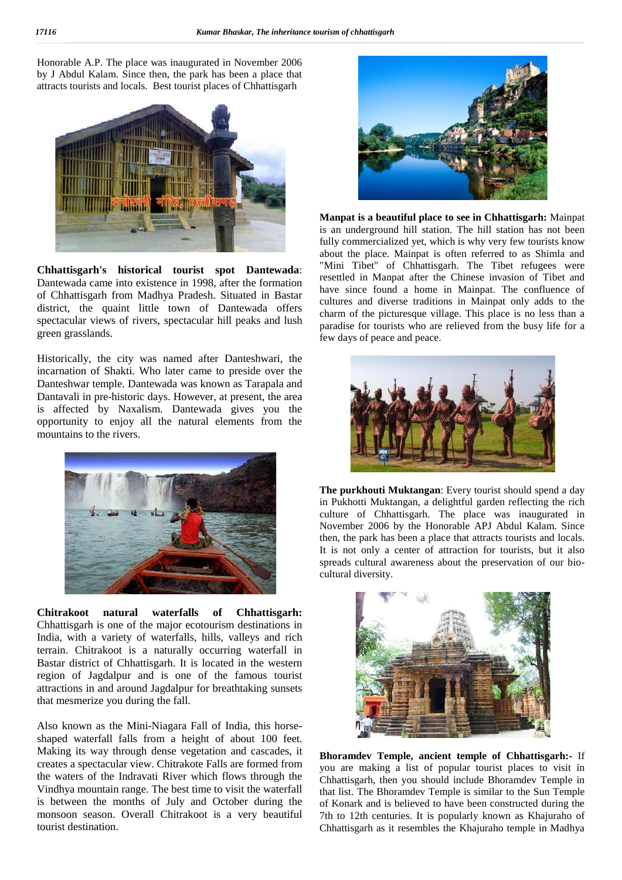Honorable A.P. The place was inaugurated in November 2006 by J Abdul Kalam. Since then, the park has been a place that attracts tourists and locals. Best tourist places of Chhattisgarh

**Chhattisgarh's historical tourist spot Dantewada**: Dantewada came into existence in 1998, after the formation of Chhattisgarh from Madhya Pradesh. Situated in Bastar district, the quaint little town of Dantewada offers spectacular views of rivers, spectacular hill peaks and lush green grasslands.

Historically, the city was named after Danteshwari, the incarnation of Shakti. Who later came to preside over the Danteshwar temple. Dantewada was known as Tarapala and Dantavali in pre-historic days. However, at present, the area is affected by Naxalism. Dantewada gives you the opportunity to enjoy all the natural elements from the mountains to the rivers.

**Chitrakoot natural waterfalls of Chhattisgarh:** Chhattisgarh is one of the major ecotourism destinations in India, with a variety of waterfalls, hills, valleys and rich terrain. Chitrakoot is a naturally occurring waterfall in Bastar district of Chhattisgarh. It is located in the western region of Jagdalpur and is one of the famous tourist attractions in and around Jagdalpur for breathtaking sunsets that mesmerize you during the fall.

Also known as the Mini-Niagara Fall of India, this horse-shaped waterfall falls from a height of about 100 feet. Making its way through dense vegetation and cascades, it creates a spectacular view. Chitrakote Falls are formed from the waters of the Indravati River which flows through the Vindhya mountain range. The best time to visit the waterfall is between the months of July and October during the monsoon season. Overall Chitrakoot is a very beautiful tourist destination.

**Manpat is a beautiful place to see in Chhattisgarh:** Mainpat is an underground hill station. The hill station has not been fully commercialized yet, which is why very few tourists know about the place. Mainpat is often referred to as Shimla and "Mini Tibet" of Chhattisgarh. The Tibet refugees were resettled in Manpat after the Chinese invasion of Tibet and have since found a home in Mainpat. The confluence of cultures and diverse traditions in Mainpat only adds to the charm of the picturesque village. This place is no less than a paradise for tourists who are relieved from the busy life for a few days of peace and peace.

**The purkhouti Muktangan**: Every tourist should spend a day in Pukhotti Muktangan, a delightful garden reflecting the rich culture of Chhattisgarh. The place was inaugurated in November 2006 by the Honorable APJ Abdul Kalam. Since then, the park has been a place that attracts tourists and locals. It is not only a center of attraction for tourists, but it also spreads cultural awareness about the preservation of our bio-cultural diversity.

**Bhoramdev Temple, ancient temple of Chhattisgarh:-** If you are making a list of popular tourist places to visit in Chhattisgarh, then you should include Bhoramdev Temple in that list. The Bhoramdev Temple is similar to the Sun Temple of Konark and is believed to have been constructed during the 7th to 12th centuries. It is popularly known as Khajuraho of Chhattisgarh as it resembles the Khajuraho temple in Madhya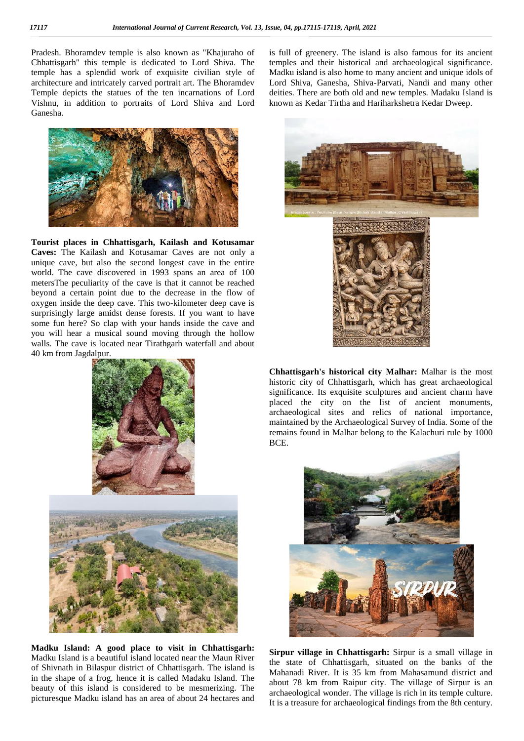Pradesh. Bhoramdev temple is also known as "Khajuraho of Chhattisgarh" this temple is dedicated to Lord Shiva. The temple has a splendid work of exquisite civilian style of architecture and intricately carved portrait art. The Bhoramdev Temple depicts the statues of the ten incarnations of Lord Vishnu, in addition to portraits of Lord Shiva and Lord Ganesha.

**Tourist places in Chhattisgarh, Kailash and Kotusamar Caves:** The Kailash and Kotusamar Caves are not only a unique cave, but also the second longest cave in the entire world. The cave discovered in 1993 spans an area of 100 metersThe peculiarity of the cave is that it cannot be reached beyond a certain point due to the decrease in the flow of oxygen inside the deep cave. This two-kilometer deep cave is surprisingly large amidst dense forests. If you want to have some fun here? So clap with your hands inside the cave and you will hear a musical sound moving through the hollow walls. The cave is located near Tirathgarh waterfall and about 40 km from Jagdalpur.

**Madku Island: A good place to visit in Chhattisgarh:** Madku Island is a beautiful island located near the Maun River of Shivnath in Bilaspur district of Chhattisgarh. The island is in the shape of a frog, hence it is called Madaku Island. The beauty of this island is considered to be mesmerizing. The picturesque Madku island has an area of about 24 hectares and is full of greenery. The island is also famous for its ancient temples and their historical and archaeological significance. Madku island is also home to many ancient and unique idols of Lord Shiva, Ganesha, Shiva-Parvati, Nandi and many other deities. There are both old and new temples. Madaku Island is known as Kedar Tirtha and Hariharkshetra Kedar Dweep.

**Chhattisgarh's historical city Malhar:** Malhar is the most historic city of Chhattisgarh, which has great archaeological significance. Its exquisite sculptures and ancient charm have placed the city on the list of ancient monuments, archaeological sites and relics of national importance, maintained by the Archaeological Survey of India. Some of the remains found in Malhar belong to the Kalachuri rule by 1000 BCE.

**Sirpur village in Chhattisgarh:** Sirpur is a small village in the state of Chhattisgarh, situated on the banks of the Mahanadi River. It is 35 km from Mahasamund district and about 78 km from Raipur city. The village of Sirpur is an archaeological wonder. The village is rich in its temple culture. It is a treasure for archaeological findings from the 8th century.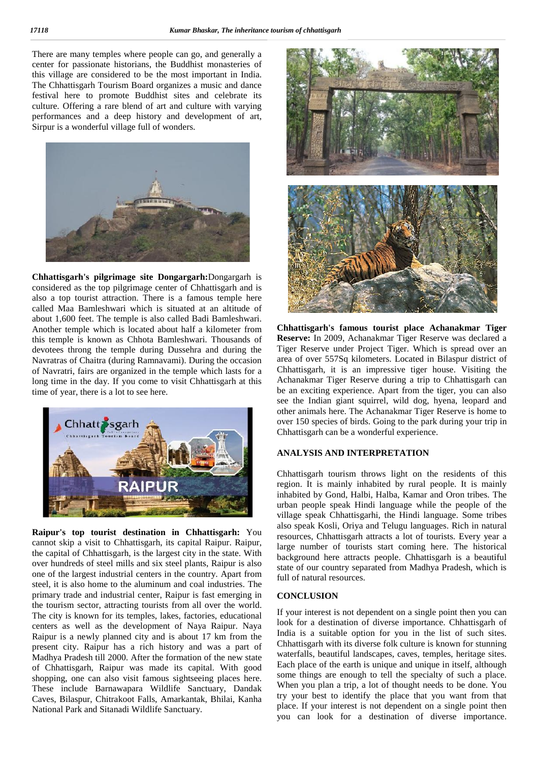There are many temples where people can go, and generally a center for passionate historians, the Buddhist monasteries of this village are considered to be the most important in India. The Chhattisgarh Tourism Board organizes a music and dance festival here to promote Buddhist sites and celebrate its culture. Offering a rare blend of art and culture with varying performances and a deep history and development of art, Sirpur is a wonderful village full of wonders.

**Chhattisgarh's pilgrimage site Dongargarh:**Dongargarh is considered as the top pilgrimage center of Chhattisgarh and is also a top tourist attraction. There is a famous temple here called Maa Bamleshwari which is situated at an altitude of about 1,600 feet. The temple is also called Badi Bamleshwari. Another temple which is located about half a kilometer from this temple is known as Chhota Bamleshwari. Thousands of devotees throng the temple during Dussehra and during the Navratras of Chaitra (during Ramnavami). During the occasion of Navratri, fairs are organized in the temple which lasts for a long time in the day. If you come to visit Chhattisgarh at this time of year, there is a lot to see here.

**Raipur's top tourist destination in Chhattisgarh:** You cannot skip a visit to Chhattisgarh, its capital Raipur. Raipur, the capital of Chhattisgarh, is the largest city in the state. With over hundreds of steel mills and six steel plants, Raipur is also one of the largest industrial centers in the country. Apart from steel, it is also home to the aluminum and coal industries. The primary trade and industrial center, Raipur is fast emerging in the tourism sector, attracting tourists from all over the world. The city is known for its temples, lakes, factories, educational centers as well as the development of Naya Raipur. Naya Raipur is a newly planned city and is about 17 km from the present city. Raipur has a rich history and was a part of Madhya Pradesh till 2000. After the formation of the new state of Chhattisgarh, Raipur was made its capital. With good shopping, one can also visit famous sightseeing places here. These include Barnawapara Wildlife Sanctuary, Dandak Caves, Bilaspur, Chitrakoot Falls, Amarkantak, Bhilai, Kanha National Park and Sitanadi Wildlife Sanctuary.

**Chhattisgarh's famous tourist place Achanakmar Tiger Reserve:** In 2009, Achanakmar Tiger Reserve was declared a Tiger Reserve under Project Tiger. Which is spread over an area of over 557Sq kilometers. Located in Bilaspur district of Chhattisgarh, it is an impressive tiger house. Visiting the Achanakmar Tiger Reserve during a trip to Chhattisgarh can be an exciting experience. Apart from the tiger, you can also see the Indian giant squirrel, wild dog, hyena, leopard and other animals here. The Achanakmar Tiger Reserve is home to over 150 species of birds. Going to the park during your trip in Chhattisgarh can be a wonderful experience.

## ANALYSIS AND INTERPRETATION

Chhattisgarh tourism throws light on the residents of this region. It is mainly inhabited by rural people. It is mainly inhabited by Gond, Halbi, Halba, Kamar and Oron tribes. The urban people speak Hindi language while the people of the village speak Chhattisgarhi, the Hindi language. Some tribes also speak Kosli, Oriya and Telugu languages. Rich in natural resources, Chhattisgarh attracts a lot of tourists. Every year a large number of tourists start coming here. The historical background here attracts people. Chhattisgarh is a beautiful state of our country separated from Madhya Pradesh, which is full of natural resources.

## CONCLUSION

If your interest is not dependent on a single point then you can look for a destination of diverse importance. Chhattisgarh of India is a suitable option for you in the list of such sites. Chhattisgarh with its diverse folk culture is known for stunning waterfalls, beautiful landscapes, caves, temples, heritage sites. Each place of the earth is unique and unique in itself, although some things are enough to tell the specialty of such a place. When you plan a trip, a lot of thought needs to be done. You try your best to identify the place that you want from that place. If your interest is not dependent on a single point then you can look for a destination of diverse importance.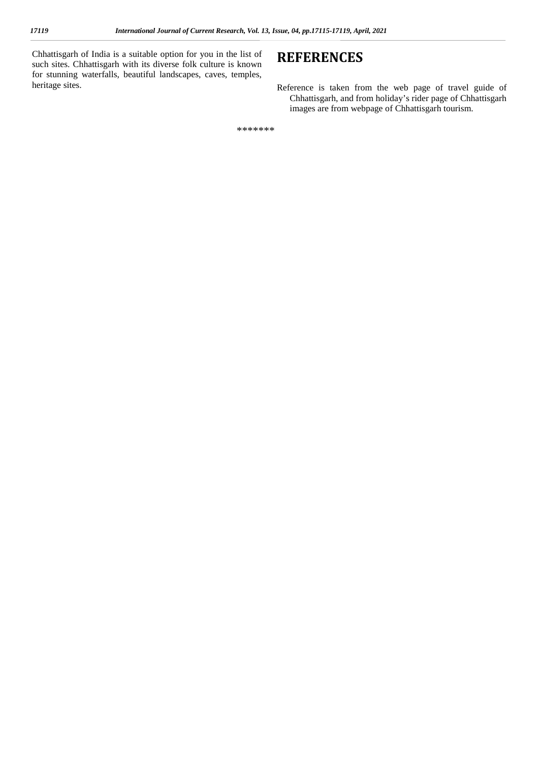Chhattisgarh of India is a suitable option for you in the list of such sites. Chhattisgarh with its diverse folk culture is known for stunning waterfalls, beautiful landscapes, caves, temples, heritage sites.

## REFERENCES

Reference is taken from the web page of travel guide of Chhattisgarh, and from holiday's rider page of Chhattisgarh images are from webpage of Chhattisgarh tourism.

*******